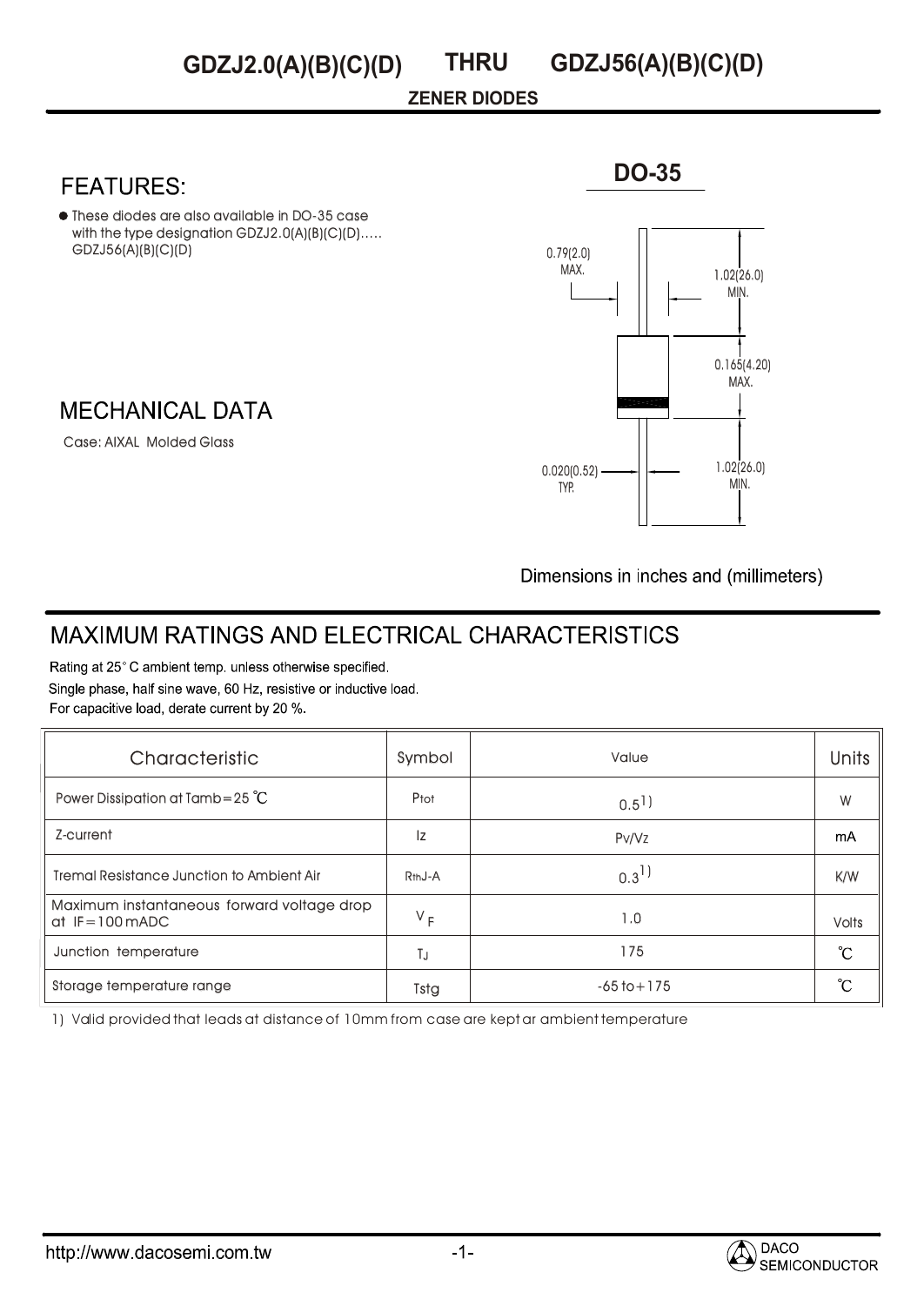# GDZJ2.0(A)(B)(C)(D) THRU GDZJ56(A)(B)(C)(D)

**ZENER DIODES**

## FEATURES:

- These diodes are also available in DO-35 case with the type designation GDZJ2.0(A)(B)(C)(D)..... GDZJ56(A)(B)(C)(D)

## MECHANICAL DATA

Case: AIXAL Molded Glass

**DO-35**

0.79(2.0) MAX.

1.02(26.0) MIN.

0.165(4.20) MAX.

0.020(0.52) TYP.

1.02(26.0) MIN.

Dimensions in inches and (millimeters)

## MAXIMUM RATINGS AND ELECTRICAL CHARACTERISTICS

Rating at 25° C ambient temp. unless otherwise specified.
Single phase, half sine wave, 60 Hz, resistive or inductive load.
For capacitive load, derate current by 20 %.

| Characteristic | Symbol | Value | Units |
|---|---|---|---|
| Power Dissipation at Tamb=25 ℃ | $P_{tot}$ | 0.5 1) | W |
| Z-current | Iz | Pv/Vz | mA |
| Tremal Resistance Junction to Ambient Air | $R_{thJ-A}$ | 0.3 1) | K/W |
| Maximum instantaneous forward voltage drop at IF=100 mADC | $V_F$ | 1.0 | Volts |
| Junction temperature | $T_J$ | 175 | ℃ |
| Storage temperature range | Tstg | -65 to +175 | ℃ |

1) Valid provided that leads at distance of 10mm from case are kept ar ambient temperature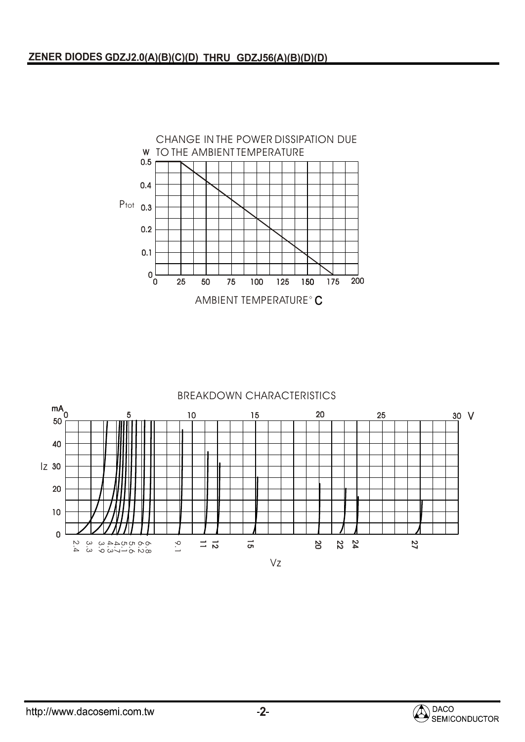ZENER DIODES GDZJ2.0(A)(B)(C)(D) THRU GDZJ56(A)(B)(D)(D)

CHANGE IN THE POWER DISSIPATION DUE TO THE AMBIENT TEMPERATURE

$P_{tot}$ (W)

AMBIENT TEMPERATURE °C

BREAKDOWN CHARACTERISTICS

$I_Z$ (mA)

$V_Z$ (V)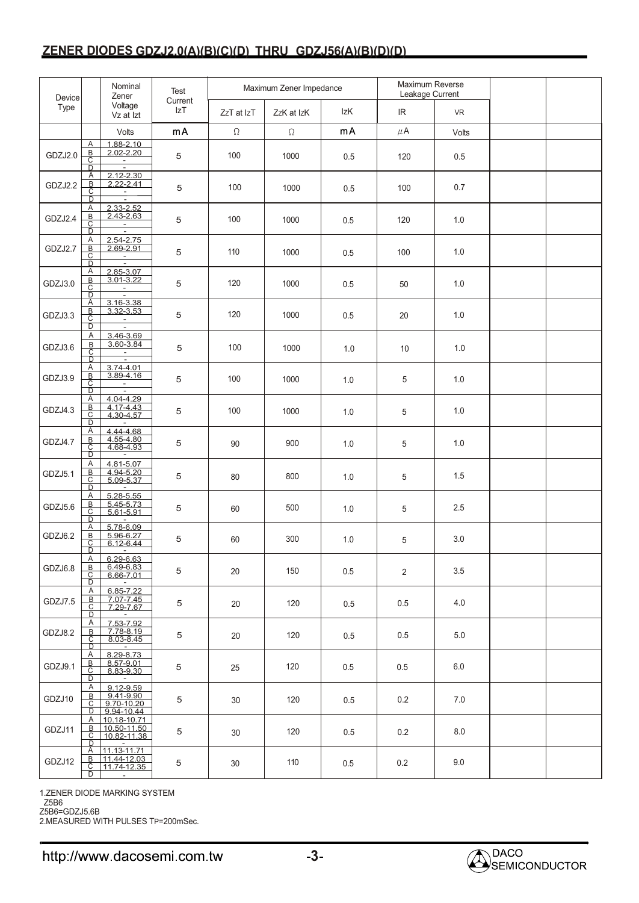## ZENER DIODES GDZJ2.0(A)(B)(C)(D) THRU GDZJ56(A)(B)(D)(D)

| Device Type | | Nominal Zener Voltage Vz at Izt | Test Current IzT | Maximum Zener Impedance | | | Maximum Reverse Leakage Current | | | |
|---|---|---|---|---|---|---|---|---|---|---|
| | | | | ZzT at IzT | ZzK at IzK | IzK | IR | VR | | |
| | | Volts | mA | Ω | Ω | mA | μA | Volts | | |
| GDZJ2.0 | A | 1.88-2.10 | 5 | 100 | 1000 | 0.5 | 120 | 0.5 | | |
| | B | 2.02-2.20 | | | | | | | | |
| | C | - | | | | | | | | |
| | D | - | | | | | | | | |
| GDZJ2.2 | A | 2.12-2.30 | 5 | 100 | 1000 | 0.5 | 100 | 0.7 | | |
| | B | 2.22-2.41 | | | | | | | | |
| | C | - | | | | | | | | |
| | D | - | | | | | | | | |
| GDZJ2.4 | A | 2.33-2.52 | 5 | 100 | 1000 | 0.5 | 120 | 1.0 | | |
| | B | 2.43-2.63 | | | | | | | | |
| | C | - | | | | | | | | |
| | D | - | | | | | | | | |
| GDZJ2.7 | A | 2.54-2.75 | 5 | 110 | 1000 | 0.5 | 100 | 1.0 | | |
| | B | 2.69-2.91 | | | | | | | | |
| | C | - | | | | | | | | |
| | D | - | | | | | | | | |
| GDZJ3.0 | A | 2.85-3.07 | 5 | 120 | 1000 | 0.5 | 50 | 1.0 | | |
| | B | 3.01-3.22 | | | | | | | | |
| | C | - | | | | | | | | |
| | D | - | | | | | | | | |
| GDZJ3.3 | A | 3.16-3.38 | 5 | 120 | 1000 | 0.5 | 20 | 1.0 | | |
| | B | 3.32-3.53 | | | | | | | | |
| | C | - | | | | | | | | |
| | D | - | | | | | | | | |
| GDZJ3.6 | A | 3.46-3.69 | 5 | 100 | 1000 | 1.0 | 10 | 1.0 | | |
| | B | 3.60-3.84 | | | | | | | | |
| | C | - | | | | | | | | |
| | D | - | | | | | | | | |
| GDZJ3.9 | A | 3.74-4.01 | 5 | 100 | 1000 | 1.0 | 5 | 1.0 | | |
| | B | 3.89-4.16 | | | | | | | | |
| | C | - | | | | | | | | |
| | D | - | | | | | | | | |
| GDZJ4.3 | A | 4.04-4.29 | 5 | 100 | 1000 | 1.0 | 5 | 1.0 | | |
| | B | 4.17-4.43 | | | | | | | | |
| | C | 4.30-4.57 | | | | | | | | |
| | D | - | | | | | | | | |
| GDZJ4.7 | A | 4.44-4.68 | 5 | 90 | 900 | 1.0 | 5 | 1.0 | | |
| | B | 4.55-4.80 | | | | | | | | |
| | C | 4.68-4.93 | | | | | | | | |
| | D | - | | | | | | | | |
| GDZJ5.1 | A | 4.81-5.07 | 5 | 80 | 800 | 1.0 | 5 | 1.5 | | |
| | B | 4.94-5.20 | | | | | | | | |
| | C | 5.09-5.37 | | | | | | | | |
| | D | - | | | | | | | | |
| GDZJ5.6 | A | 5.28-5.55 | 5 | 60 | 500 | 1.0 | 5 | 2.5 | | |
| | B | 5.45-5.73 | | | | | | | | |
| | C | 5.61-5.91 | | | | | | | | |
| | D | - | | | | | | | | |
| GDZJ6.2 | A | 5.78-6.09 | 5 | 60 | 300 | 1.0 | 5 | 3.0 | | |
| | B | 5.96-6.27 | | | | | | | | |
| | C | 6.12-6.44 | | | | | | | | |
| | D | - | | | | | | | | |
| GDZJ6.8 | A | 6.29-6.63 | 5 | 20 | 150 | 0.5 | 2 | 3.5 | | |
| | B | 6.49-6.83 | | | | | | | | |
| | C | 6.66-7.01 | | | | | | | | |
| | D | - | | | | | | | | |
| GDZJ7.5 | A | 6.85-7.22 | 5 | 20 | 120 | 0.5 | 0.5 | 4.0 | | |
| | B | 7.07-7.45 | | | | | | | | |
| | C | 7.29-7.67 | | | | | | | | |
| | D | - | | | | | | | | |
| GDZJ8.2 | A | 7.53-7.92 | 5 | 20 | 120 | 0.5 | 0.5 | 5.0 | | |
| | B | 7.78-8.19 | | | | | | | | |
| | C | 8.03-8.45 | | | | | | | | |
| | D | - | | | | | | | | |
| GDZJ9.1 | A | 8.29-8.73 | 5 | 25 | 120 | 0.5 | 0.5 | 6.0 | | |
| | B | 8.57-9.01 | | | | | | | | |
| | C | 8.83-9.30 | | | | | | | | |
| | D | - | | | | | | | | |
| GDZJ10 | A | 9.12-9.59 | 5 | 30 | 120 | 0.5 | 0.2 | 7.0 | | |
| | B | 9.41-9.90 | | | | | | | | |
| | C | 9.70-10.20 | | | | | | | | |
| | D | 9.94-10.44 | | | | | | | | |
| GDZJ11 | A | 10.18-10.71 | 5 | 30 | 120 | 0.5 | 0.2 | 8.0 | | |
| | B | 10.50-11.50 | | | | | | | | |
| | C | 10.82-11.38 | | | | | | | | |
| | D | - | | | | | | | | |
| GDZJ12 | A | 11.13-11.71 | 5 | 30 | 110 | 0.5 | 0.2 | 9.0 | | |
| | B | 11.44-12.03 | | | | | | | | |
| | C | 11.74-12.35 | | | | | | | | |
| | D | - | | | | | | | | |

1.ZENER DIODE MARKING SYSTEM
Z5B6
Z5B6=GDZJ5.6B
2.MEASURED WITH PULSES TP=200mSec.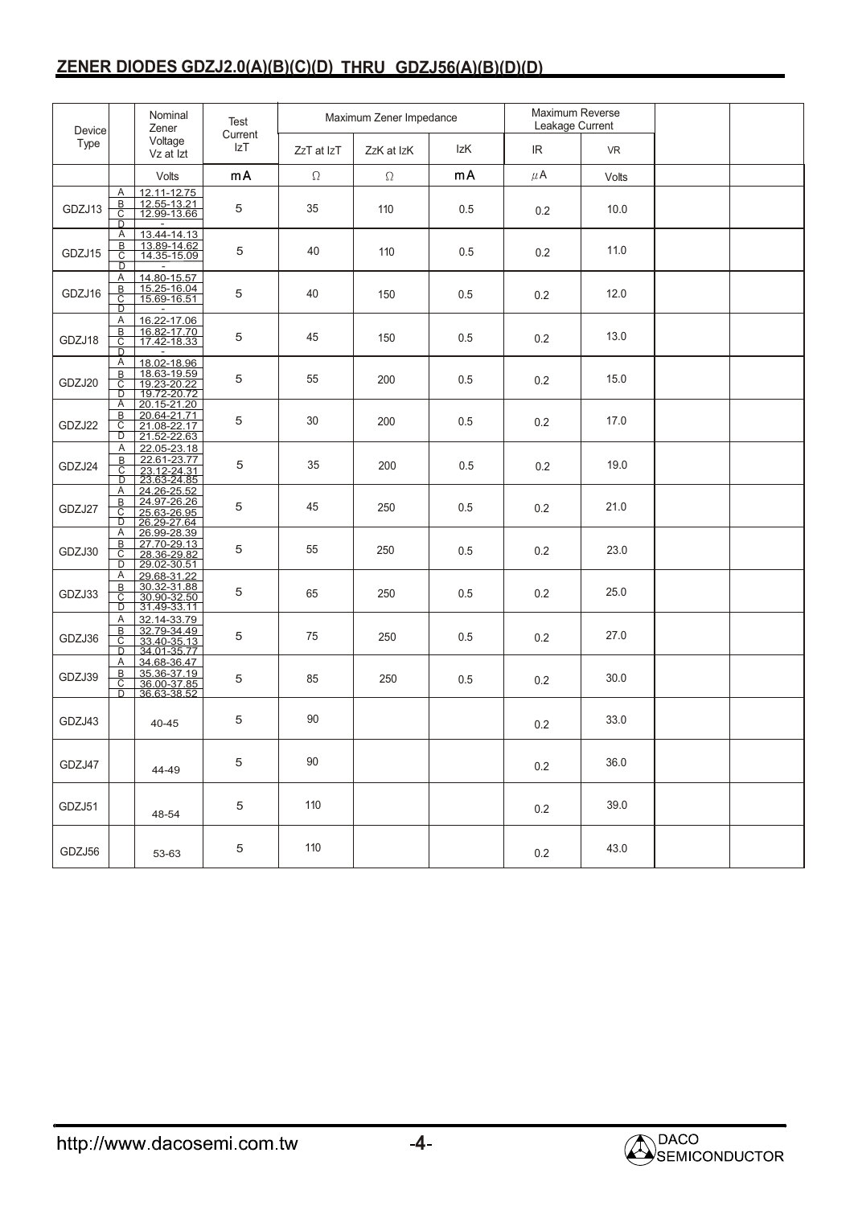## ZENER DIODES GDZJ2.0(A)(B)(C)(D) THRU GDZJ56(A)(B)(D)(D)

| Device Type | | Nominal Zener Voltage Vz at Izt | Test Current IzT | Maximum Zener Impedance | | | Maximum Reverse Leakage Current | | | |
|---|---|---|---|---|---|---|---|---|---|---|
| | | | | ZzT at IzT | ZzK at IzK | IzK | IR | VR | | |
| | | Volts | mA | Ω | Ω | mA | μA | Volts | | |
| GDZJ13 | A<br>B<br>C<br>D | 12.11-12.75<br>12.55-13.21<br>12.99-13.66<br>- | 5 | 35 | 110 | 0.5 | 0.2 | 10.0 | | |
| GDZJ15 | A<br>B<br>C<br>D | 13.44-14.13<br>13.89-14.62<br>14.35-15.09<br>- | 5 | 40 | 110 | 0.5 | 0.2 | 11.0 | | |
| GDZJ16 | A<br>B<br>C<br>D | 14.80-15.57<br>15.25-16.04<br>15.69-16.51<br>- | 5 | 40 | 150 | 0.5 | 0.2 | 12.0 | | |
| GDZJ18 | A<br>B<br>C<br>D | 16.22-17.06<br>16.82-17.70<br>17.42-18.33<br>- | 5 | 45 | 150 | 0.5 | 0.2 | 13.0 | | |
| GDZJ20 | A<br>B<br>C<br>D | 18.02-18.96<br>18.63-19.59<br>19.23-20.22<br>19.72-20.72 | 5 | 55 | 200 | 0.5 | 0.2 | 15.0 | | |
| GDZJ22 | A<br>B<br>C<br>D | 20.15-21.20<br>20.64-21.71<br>21.08-22.17<br>21.52-22.63 | 5 | 30 | 200 | 0.5 | 0.2 | 17.0 | | |
| GDZJ24 | A<br>B<br>C<br>D | 22.05-23.18<br>22.61-23.77<br>23.12-24.31<br>23.63-24.85 | 5 | 35 | 200 | 0.5 | 0.2 | 19.0 | | |
| GDZJ27 | A<br>B<br>C<br>D | 24.26-25.52<br>24.97-26.26<br>25.63-26.95<br>26.29-27.64 | 5 | 45 | 250 | 0.5 | 0.2 | 21.0 | | |
| GDZJ30 | A<br>B<br>C<br>D | 26.99-28.39<br>27.70-29.13<br>28.36-29.82<br>29.02-30.51 | 5 | 55 | 250 | 0.5 | 0.2 | 23.0 | | |
| GDZJ33 | A<br>B<br>C<br>D | 29.68-31.22<br>30.32-31.88<br>30.90-32.50<br>31.49-33.11 | 5 | 65 | 250 | 0.5 | 0.2 | 25.0 | | |
| GDZJ36 | A<br>B<br>C<br>D | 32.14-33.79<br>32.79-34.49<br>33.40-35.13<br>34.01-35.77 | 5 | 75 | 250 | 0.5 | 0.2 | 27.0 | | |
| GDZJ39 | A<br>B<br>C<br>D | 34.68-36.47<br>35.36-37.19<br>36.00-37.85<br>36.63-38.52 | 5 | 85 | 250 | 0.5 | 0.2 | 30.0 | | |
| GDZJ43 | | 40-45 | 5 | 90 | | | 0.2 | 33.0 | | |
| GDZJ47 | | 44-49 | 5 | 90 | | | 0.2 | 36.0 | | |
| GDZJ51 | | 48-54 | 5 | 110 | | | 0.2 | 39.0 | | |
| GDZJ56 | | 53-63 | 5 | 110 | | | 0.2 | 43.0 | | |